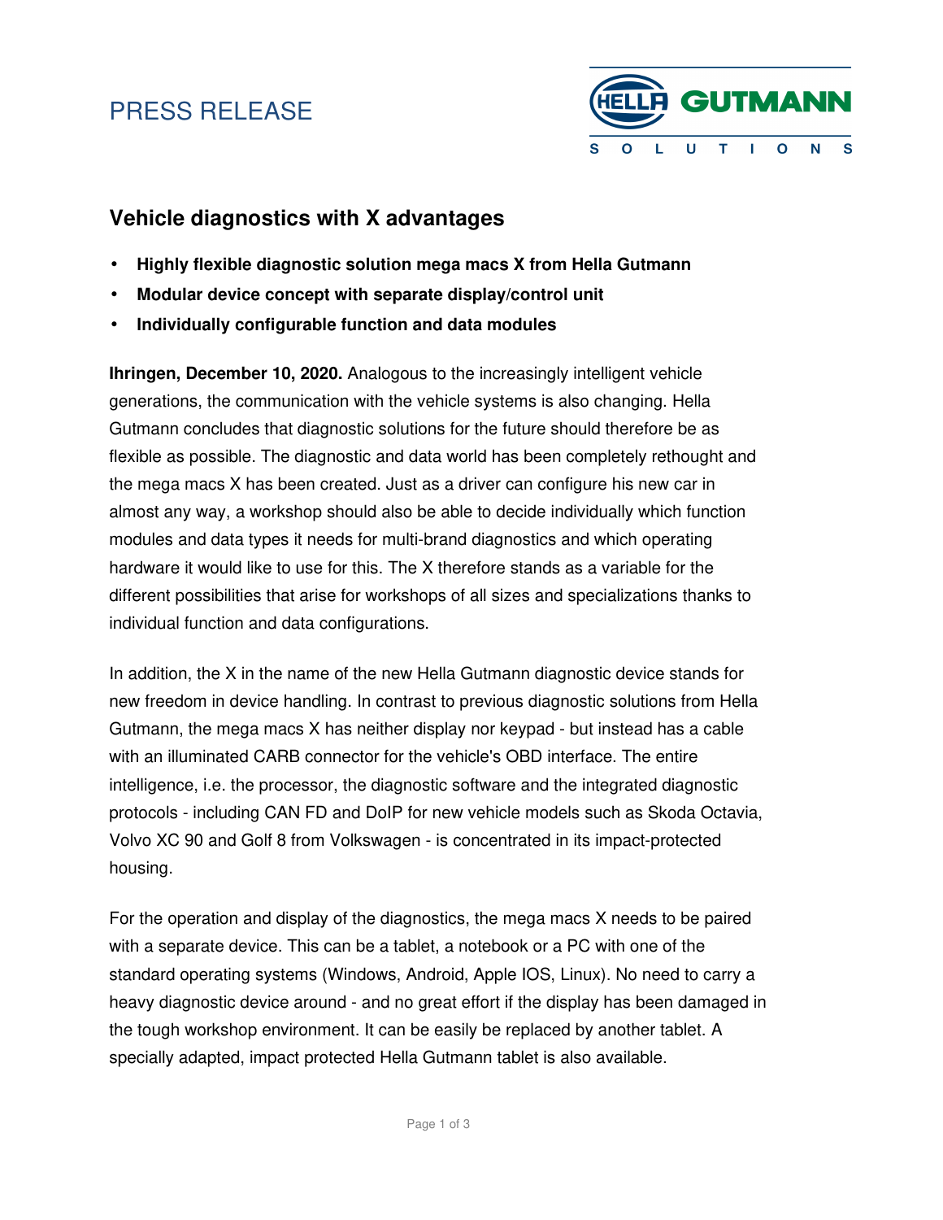PRESS RELEASE

HELLA GUTMANN SOLUTIONS

## Vehicle diagnostics with X advantages

- **Highly flexible diagnostic solution mega macs X from Hella Gutmann**
- **Modular device concept with separate display/control unit**
- **Individually configurable function and data modules**

**Ihringen, December 10, 2020.** Analogous to the increasingly intelligent vehicle generations, the communication with the vehicle systems is also changing. Hella Gutmann concludes that diagnostic solutions for the future should therefore be as flexible as possible. The diagnostic and data world has been completely rethought and the mega macs X has been created. Just as a driver can configure his new car in almost any way, a workshop should also be able to decide individually which function modules and data types it needs for multi-brand diagnostics and which operating hardware it would like to use for this. The X therefore stands as a variable for the different possibilities that arise for workshops of all sizes and specializations thanks to individual function and data configurations.

In addition, the X in the name of the new Hella Gutmann diagnostic device stands for new freedom in device handling. In contrast to previous diagnostic solutions from Hella Gutmann, the mega macs X has neither display nor keypad - but instead has a cable with an illuminated CARB connector for the vehicle's OBD interface. The entire intelligence, i.e. the processor, the diagnostic software and the integrated diagnostic protocols - including CAN FD and DoIP for new vehicle models such as Skoda Octavia, Volvo XC 90 and Golf 8 from Volkswagen - is concentrated in its impact-protected housing.

For the operation and display of the diagnostics, the mega macs X needs to be paired with a separate device. This can be a tablet, a notebook or a PC with one of the standard operating systems (Windows, Android, Apple IOS, Linux). No need to carry a heavy diagnostic device around - and no great effort if the display has been damaged in the tough workshop environment. It can be easily be replaced by another tablet. A specially adapted, impact protected Hella Gutmann tablet is also available.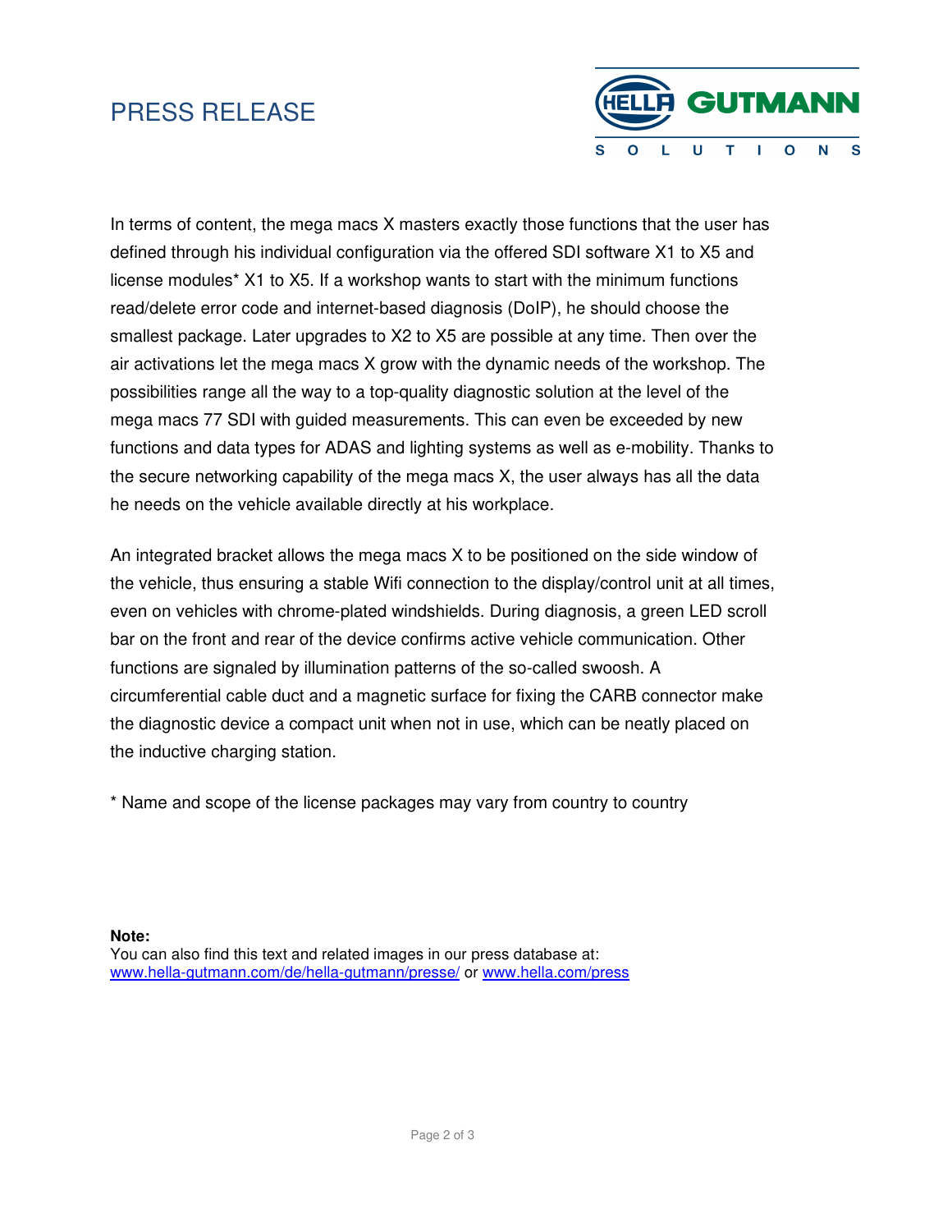In terms of content, the mega macs X masters exactly those functions that the user has defined through his individual configuration via the offered SDI software X1 to X5 and license modules* X1 to X5. If a workshop wants to start with the minimum functions read/delete error code and internet-based diagnosis (DoIP), he should choose the smallest package. Later upgrades to X2 to X5 are possible at any time. Then over the air activations let the mega macs X grow with the dynamic needs of the workshop. The possibilities range all the way to a top-quality diagnostic solution at the level of the mega macs 77 SDI with guided measurements. This can even be exceeded by new functions and data types for ADAS and lighting systems as well as e-mobility. Thanks to the secure networking capability of the mega macs X, the user always has all the data he needs on the vehicle available directly at his workplace.

An integrated bracket allows the mega macs X to be positioned on the side window of the vehicle, thus ensuring a stable Wifi connection to the display/control unit at all times, even on vehicles with chrome-plated windshields. During diagnosis, a green LED scroll bar on the front and rear of the device confirms active vehicle communication. Other functions are signaled by illumination patterns of the so-called swoosh. A circumferential cable duct and a magnetic surface for fixing the CARB connector make the diagnostic device a compact unit when not in use, which can be neatly placed on the inductive charging station.

* Name and scope of the license packages may vary from country to country

**Note:**
You can also find this text and related images in our press database at:
[www.hella-gutmann.com/de/hella-gutmann/presse/](http://www.hella-gutmann.com/de/hella-gutmann/presse/) or [www.hella.com/press](http://www.hella.com/press)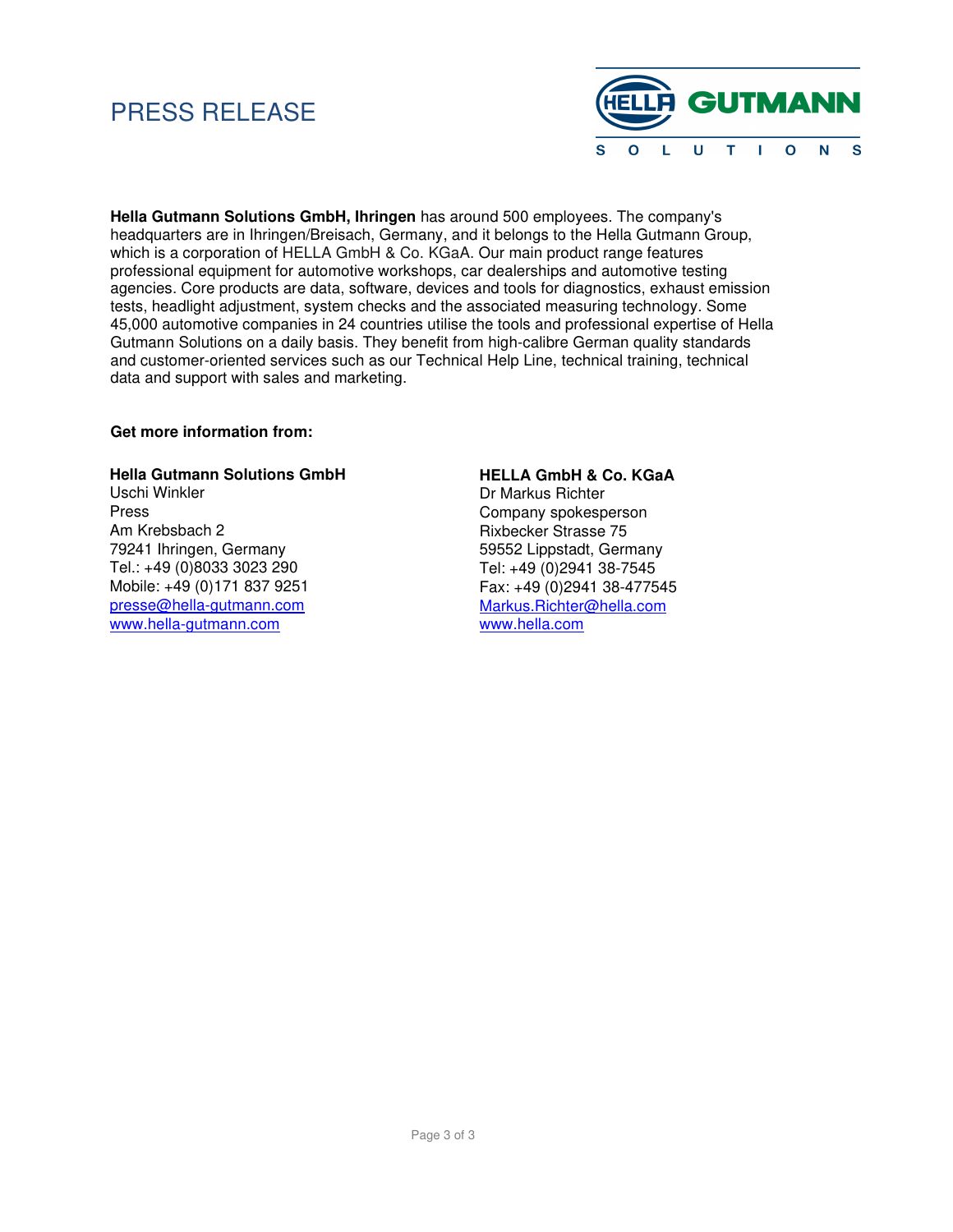# PRESS RELEASE

**Hella Gutmann Solutions GmbH, Ihringen** has around 500 employees. The company's headquarters are in Ihringen/Breisach, Germany, and it belongs to the Hella Gutmann Group, which is a corporation of HELLA GmbH & Co. KGaA. Our main product range features professional equipment for automotive workshops, car dealerships and automotive testing agencies. Core products are data, software, devices and tools for diagnostics, exhaust emission tests, headlight adjustment, system checks and the associated measuring technology. Some 45,000 automotive companies in 24 countries utilise the tools and professional expertise of Hella Gutmann Solutions on a daily basis. They benefit from high-calibre German quality standards and customer-oriented services such as our Technical Help Line, technical training, technical data and support with sales and marketing.

**Get more information from:**

**Hella Gutmann Solutions GmbH**
Uschi Winkler
Press
Am Krebsbach 2
79241 Ihringen, Germany
Tel.: +49 (0)8033 3023 290
Mobile: +49 (0)171 837 9251
presse@hella-gutmann.com
www.hella-gutmann.com

**HELLA GmbH & Co. KGaA**
Dr Markus Richter
Company spokesperson
Rixbecker Strasse 75
59552 Lippstadt, Germany
Tel: +49 (0)2941 38-7545
Fax: +49 (0)2941 38-477545
Markus.Richter@hella.com
www.hella.com